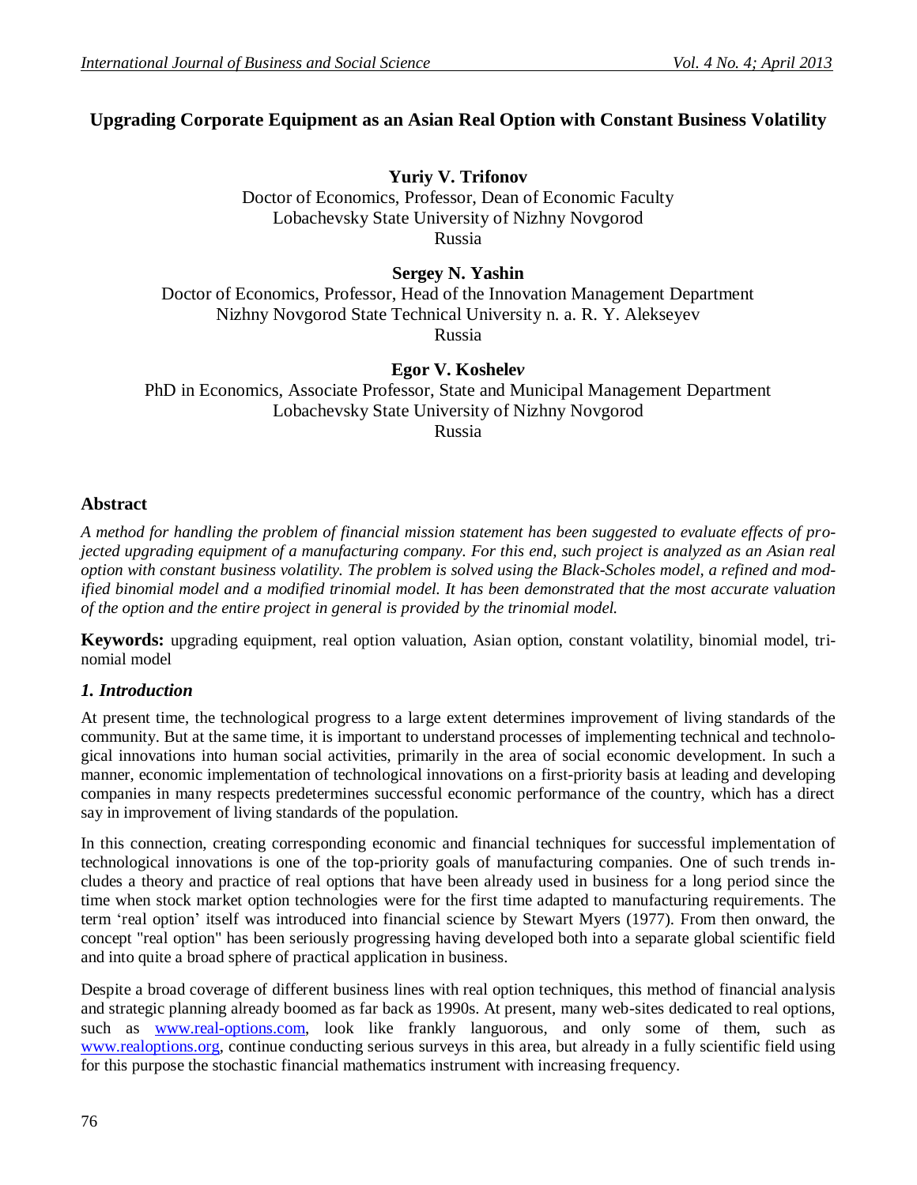# Upgrading Corporate Equipment as an Asian Real Option with Constant Business Volatility

**Yuriy V. Trifonov**
Doctor of Economics, Professor, Dean of Economic Faculty
Lobachevsky State University of Nizhny Novgorod
Russia

**Sergey N. Yashin**
Doctor of Economics, Professor, Head of the Innovation Management Department
Nizhny Novgorod State Technical University n. a. R. Y. Alekseyev
Russia

**Egor V. Koshelev**
PhD in Economics, Associate Professor, State and Municipal Management Department
Lobachevsky State University of Nizhny Novgorod
Russia

## Abstract

*A method for handling the problem of financial mission statement has been suggested to evaluate effects of projected upgrading equipment of a manufacturing company. For this end, such project is analyzed as an Asian real option with constant business volatility. The problem is solved using the Black-Scholes model, a refined and modified binomial model and a modified trinomial model. It has been demonstrated that the most accurate valuation of the option and the entire project in general is provided by the trinomial model.*

**Keywords:** upgrading equipment, real option valuation, Asian option, constant volatility, binomial model, trinomial model

## *1. Introduction*

At present time, the technological progress to a large extent determines improvement of living standards of the community. But at the same time, it is important to understand processes of implementing technical and technological innovations into human social activities, primarily in the area of social economic development. In such a manner, economic implementation of technological innovations on a first-priority basis at leading and developing companies in many respects predetermines successful economic performance of the country, which has a direct say in improvement of living standards of the population.

In this connection, creating corresponding economic and financial techniques for successful implementation of technological innovations is one of the top-priority goals of manufacturing companies. One of such trends includes a theory and practice of real options that have been already used in business for a long period since the time when stock market option technologies were for the first time adapted to manufacturing requirements. The term 'real option' itself was introduced into financial science by Stewart Myers (1977). From then onward, the concept "real option" has been seriously progressing having developed both into a separate global scientific field and into quite a broad sphere of practical application in business.

Despite a broad coverage of different business lines with real option techniques, this method of financial analysis and strategic planning already boomed as far back as 1990s. At present, many web-sites dedicated to real options, such as www.real-options.com, look like frankly languorous, and only some of them, such as www.realoptions.org, continue conducting serious surveys in this area, but already in a fully scientific field using for this purpose the stochastic financial mathematics instrument with increasing frequency.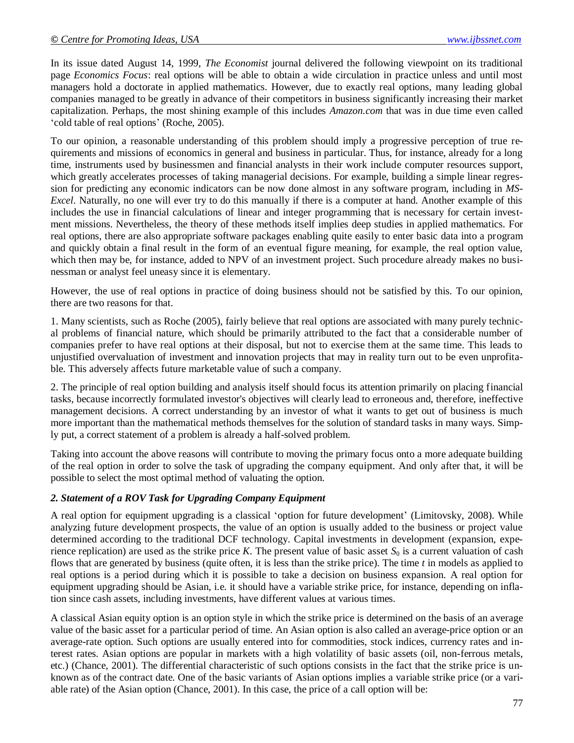In its issue dated August 14, 1999, *The Economist* journal delivered the following viewpoint on its traditional page *Economics Focus*: real options will be able to obtain a wide circulation in practice unless and until most managers hold a doctorate in applied mathematics. However, due to exactly real options, many leading global companies managed to be greatly in advance of their competitors in business significantly increasing their market capitalization. Perhaps, the most shining example of this includes *Amazon.com* that was in due time even called 'cold table of real options' (Roche, 2005).

To our opinion, a reasonable understanding of this problem should imply a progressive perception of true requirements and missions of economics in general and business in particular. Thus, for instance, already for a long time, instruments used by businessmen and financial analysts in their work include computer resources support, which greatly accelerates processes of taking managerial decisions. For example, building a simple linear regression for predicting any economic indicators can be now done almost in any software program, including in *MS-Excel*. Naturally, no one will ever try to do this manually if there is a computer at hand. Another example of this includes the use in financial calculations of linear and integer programming that is necessary for certain investment missions. Nevertheless, the theory of these methods itself implies deep studies in applied mathematics. For real options, there are also appropriate software packages enabling quite easily to enter basic data into a program and quickly obtain a final result in the form of an eventual figure meaning, for example, the real option value, which then may be, for instance, added to NPV of an investment project. Such procedure already makes no businessman or analyst feel uneasy since it is elementary.

However, the use of real options in practice of doing business should not be satisfied by this. To our opinion, there are two reasons for that.

1. Many scientists, such as Roche (2005), fairly believe that real options are associated with many purely technical problems of financial nature, which should be primarily attributed to the fact that a considerable number of companies prefer to have real options at their disposal, but not to exercise them at the same time. This leads to unjustified overvaluation of investment and innovation projects that may in reality turn out to be even unprofitable. This adversely affects future marketable value of such a company.

2. The principle of real option building and analysis itself should focus its attention primarily on placing financial tasks, because incorrectly formulated investor's objectives will clearly lead to erroneous and, therefore, ineffective management decisions. A correct understanding by an investor of what it wants to get out of business is much more important than the mathematical methods themselves for the solution of standard tasks in many ways. Simply put, a correct statement of a problem is already a half-solved problem.

Taking into account the above reasons will contribute to moving the primary focus onto a more adequate building of the real option in order to solve the task of upgrading the company equipment. And only after that, it will be possible to select the most optimal method of valuating the option.

### *2. Statement of a ROV Task for Upgrading Company Equipment*

A real option for equipment upgrading is a classical 'option for future development' (Limitovsky, 2008). While analyzing future development prospects, the value of an option is usually added to the business or project value determined according to the traditional DCF technology. Capital investments in development (expansion, experience replication) are used as the strike price $K$. The present value of basic asset $S_0$ is a current valuation of cash flows that are generated by business (quite often, it is less than the strike price). The time $t$ in models as applied to real options is a period during which it is possible to take a decision on business expansion. A real option for equipment upgrading should be Asian, i.e. it should have a variable strike price, for instance, depending on inflation since cash assets, including investments, have different values at various times.

A classical Asian equity option is an option style in which the strike price is determined on the basis of an average value of the basic asset for a particular period of time. An Asian option is also called an average-price option or an average-rate option. Such options are usually entered into for commodities, stock indices, currency rates and interest rates. Asian options are popular in markets with a high volatility of basic assets (oil, non-ferrous metals, etc.) (Chance, 2001). The differential characteristic of such options consists in the fact that the strike price is unknown as of the contract date. One of the basic variants of Asian options implies a variable strike price (or a variable rate) of the Asian option (Chance, 2001). In this case, the price of a call option will be: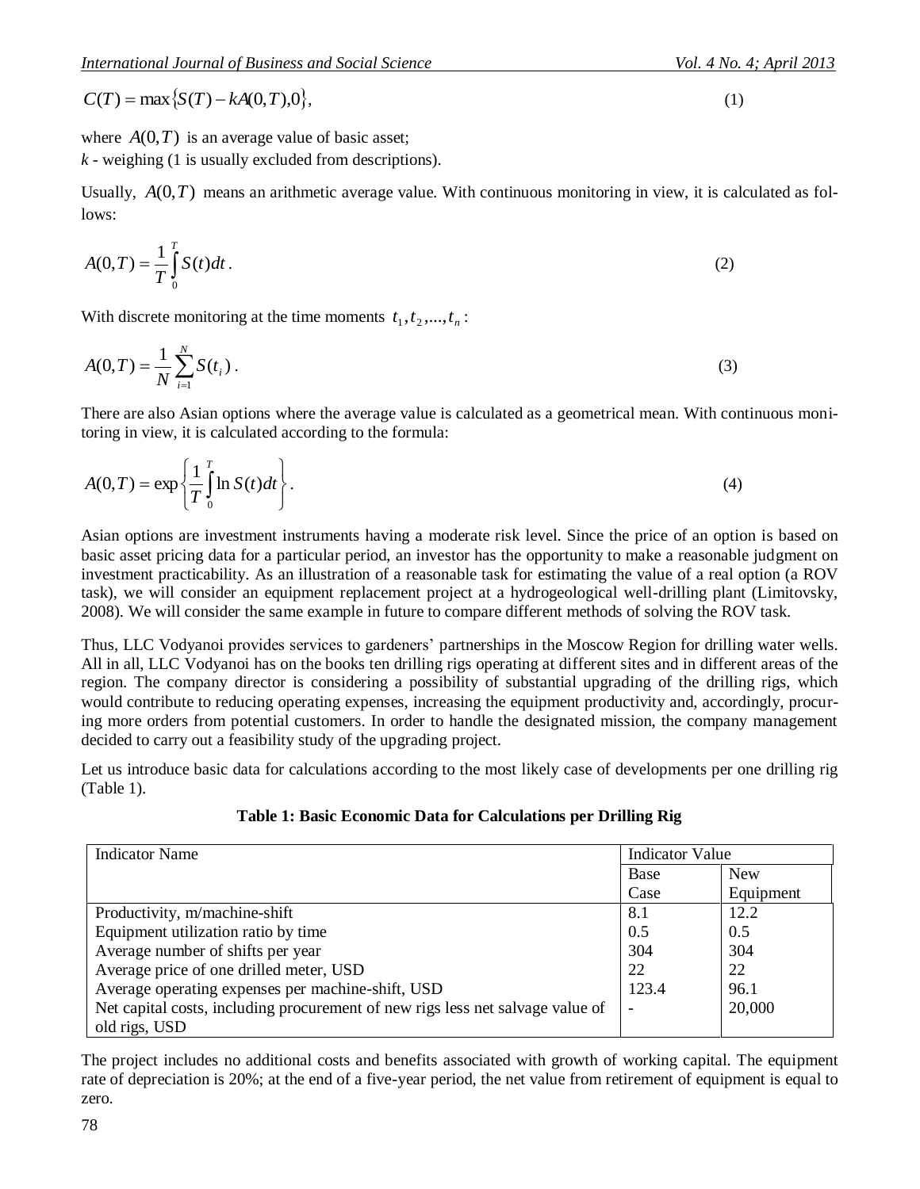$$C(T) = \max\{S(T) - kA(0,T), 0\}, \quad (1)$$

where $A(0,T)$ is an average value of basic asset;

$k$ - weighing (1 is usually excluded from descriptions).

Usually, $A(0,T)$ means an arithmetic average value. With continuous monitoring in view, it is calculated as follows:

$$A(0,T) = \frac{1}{T}\int_{0}^{T} S(t)dt. \quad (2)$$

With discrete monitoring at the time moments $t_1, t_2, ..., t_n$:

$$A(0,T) = \frac{1}{N}\sum_{i=1}^{N} S(t_i). \quad (3)$$

There are also Asian options where the average value is calculated as a geometrical mean. With continuous monitoring in view, it is calculated according to the formula:

$$A(0,T) = \exp\left\{\frac{1}{T}\int_{0}^{T} \ln S(t)dt\right\}. \quad (4)$$

Asian options are investment instruments having a moderate risk level. Since the price of an option is based on basic asset pricing data for a particular period, an investor has the opportunity to make a reasonable judgment on investment practicability. As an illustration of a reasonable task for estimating the value of a real option (a ROV task), we will consider an equipment replacement project at a hydrogeological well-drilling plant (Limitovsky, 2008). We will consider the same example in future to compare different methods of solving the ROV task.

Thus, LLC Vodyanoi provides services to gardeners' partnerships in the Moscow Region for drilling water wells. All in all, LLC Vodyanoi has on the books ten drilling rigs operating at different sites and in different areas of the region. The company director is considering a possibility of substantial upgrading of the drilling rigs, which would contribute to reducing operating expenses, increasing the equipment productivity and, accordingly, procuring more orders from potential customers. In order to handle the designated mission, the company management decided to carry out a feasibility study of the upgrading project.

Let us introduce basic data for calculations according to the most likely case of developments per one drilling rig (Table 1).

**Table 1: Basic Economic Data for Calculations per Drilling Rig**

| Indicator Name | Indicator Value | |
|---|---|---|
| | Base Case | New Equipment |
| Productivity, m/machine-shift | 8.1 | 12.2 |
| Equipment utilization ratio by time | 0.5 | 0.5 |
| Average number of shifts per year | 304 | 304 |
| Average price of one drilled meter, USD | 22 | 22 |
| Average operating expenses per machine-shift, USD | 123.4 | 96.1 |
| Net capital costs, including procurement of new rigs less net salvage value of old rigs, USD | - | 20,000 |

The project includes no additional costs and benefits associated with growth of working capital. The equipment rate of depreciation is 20%; at the end of a five-year period, the net value from retirement of equipment is equal to zero.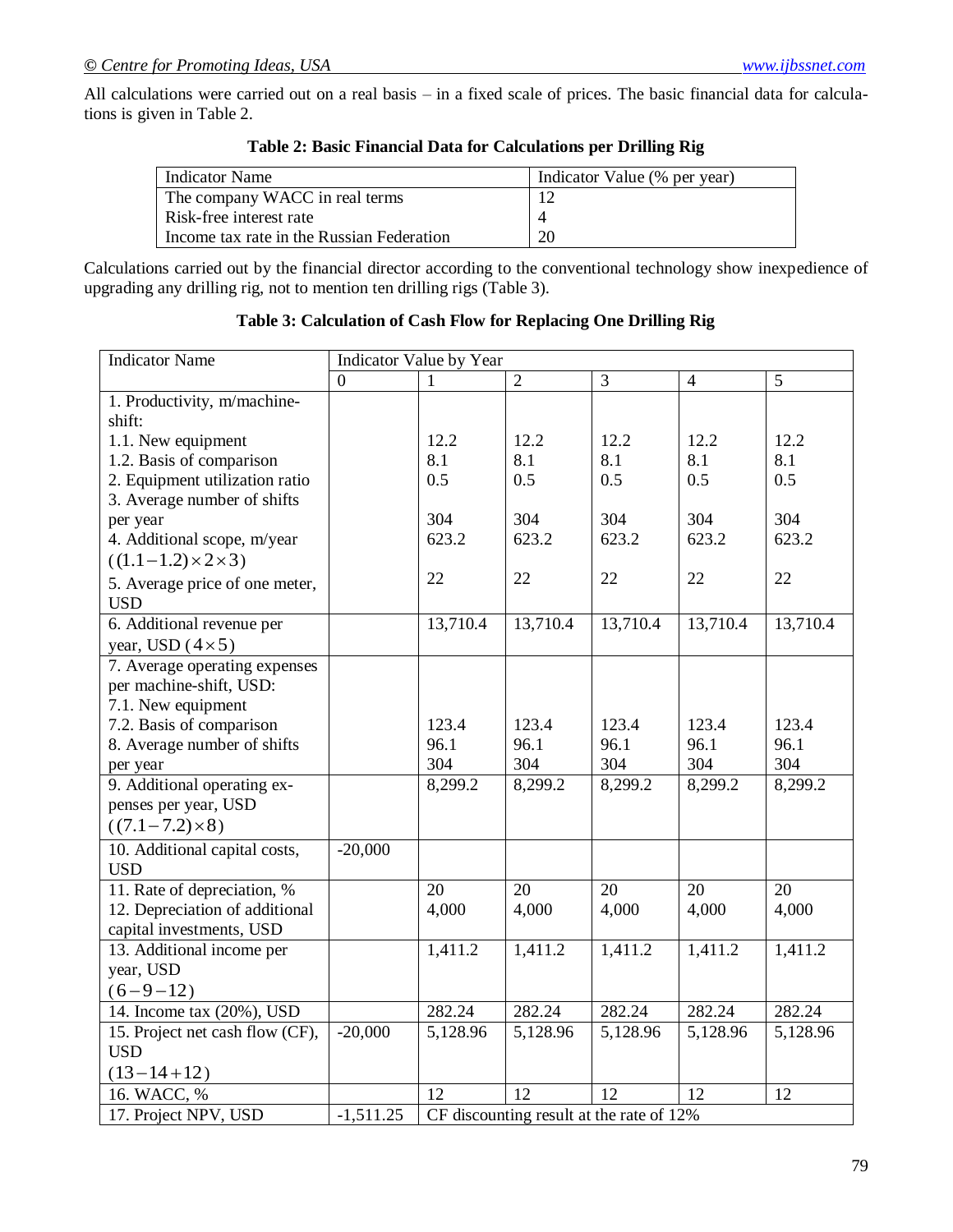All calculations were carried out on a real basis – in a fixed scale of prices. The basic financial data for calculations is given in Table 2.

**Table 2: Basic Financial Data for Calculations per Drilling Rig**

| Indicator Name | Indicator Value (% per year) |
|---|---|
| The company WACC in real terms | 12 |
| Risk-free interest rate | 4 |
| Income tax rate in the Russian Federation | 20 |

Calculations carried out by the financial director according to the conventional technology show inexpedience of upgrading any drilling rig, not to mention ten drilling rigs (Table 3).

**Table 3: Calculation of Cash Flow for Replacing One Drilling Rig**

| Indicator Name | Indicator Value by Year | | | | | |
|---|---|---|---|---|---|---|
| | 0 | 1 | 2 | 3 | 4 | 5 |
| 1. Productivity, m/machine-shift: | | | | | | |
| 1.1. New equipment | | 12.2 | 12.2 | 12.2 | 12.2 | 12.2 |
| 1.2. Basis of comparison | | 8.1 | 8.1 | 8.1 | 8.1 | 8.1 |
| 2. Equipment utilization ratio | | 0.5 | 0.5 | 0.5 | 0.5 | 0.5 |
| 3. Average number of shifts per year | | 304 | 304 | 304 | 304 | 304 |
| 4. Additional scope, m/year $((1.1-1.2)\times 2\times 3)$ | | 623.2 | 623.2 | 623.2 | 623.2 | 623.2 |
| 5. Average price of one meter, USD | | 22 | 22 | 22 | 22 | 22 |
| 6. Additional revenue per year, USD $(4\times 5)$ | | 13,710.4 | 13,710.4 | 13,710.4 | 13,710.4 | 13,710.4 |
| 7. Average operating expenses per machine-shift, USD: | | | | | | |
| 7.1. New equipment | | 123.4 | 123.4 | 123.4 | 123.4 | 123.4 |
| 7.2. Basis of comparison | | 96.1 | 96.1 | 96.1 | 96.1 | 96.1 |
| 8. Average number of shifts per year | | 304 | 304 | 304 | 304 | 304 |
| 9. Additional operating expenses per year, USD $((7.1-7.2)\times 8)$ | | 8,299.2 | 8,299.2 | 8,299.2 | 8,299.2 | 8,299.2 |
| 10. Additional capital costs, USD | -20,000 | | | | | |
| 11. Rate of depreciation, % | | 20 | 20 | 20 | 20 | 20 |
| 12. Depreciation of additional capital investments, USD | | 4,000 | 4,000 | 4,000 | 4,000 | 4,000 |
| 13. Additional income per year, USD $(6-9-12)$ | | 1,411.2 | 1,411.2 | 1,411.2 | 1,411.2 | 1,411.2 |
| 14. Income tax (20%), USD | | 282.24 | 282.24 | 282.24 | 282.24 | 282.24 |
| 15. Project net cash flow (CF), USD $(13-14+12)$ | -20,000 | 5,128.96 | 5,128.96 | 5,128.96 | 5,128.96 | 5,128.96 |
| 16. WACC, % | | 12 | 12 | 12 | 12 | 12 |
| 17. Project NPV, USD | -1,511.25 | CF discounting result at the rate of 12% | | | | |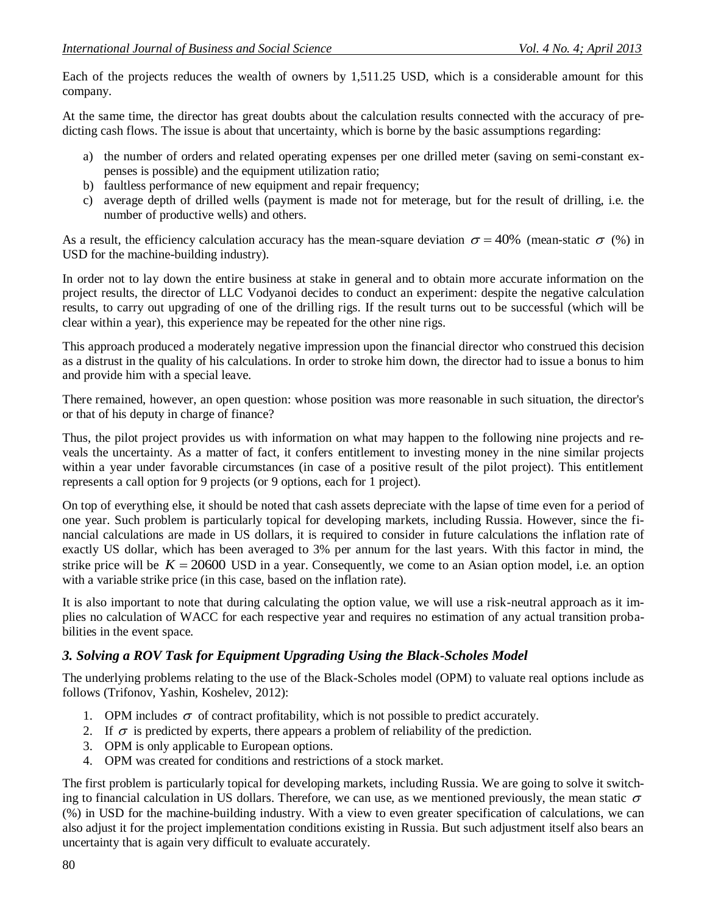Each of the projects reduces the wealth of owners by 1,511.25 USD, which is a considerable amount for this company.

At the same time, the director has great doubts about the calculation results connected with the accuracy of predicting cash flows. The issue is about that uncertainty, which is borne by the basic assumptions regarding:

a) the number of orders and related operating expenses per one drilled meter (saving on semi-constant expenses is possible) and the equipment utilization ratio;
b) faultless performance of new equipment and repair frequency;
c) average depth of drilled wells (payment is made not for meterage, but for the result of drilling, i.e. the number of productive wells) and others.

As a result, the efficiency calculation accuracy has the mean-square deviation $\sigma = 40\%$ (mean-static $\sigma$ (%) in USD for the machine-building industry).

In order not to lay down the entire business at stake in general and to obtain more accurate information on the project results, the director of LLC Vodyanoi decides to conduct an experiment: despite the negative calculation results, to carry out upgrading of one of the drilling rigs. If the result turns out to be successful (which will be clear within a year), this experience may be repeated for the other nine rigs.

This approach produced a moderately negative impression upon the financial director who construed this decision as a distrust in the quality of his calculations. In order to stroke him down, the director had to issue a bonus to him and provide him with a special leave.

There remained, however, an open question: whose position was more reasonable in such situation, the director's or that of his deputy in charge of finance?

Thus, the pilot project provides us with information on what may happen to the following nine projects and reveals the uncertainty. As a matter of fact, it confers entitlement to investing money in the nine similar projects within a year under favorable circumstances (in case of a positive result of the pilot project). This entitlement represents a call option for 9 projects (or 9 options, each for 1 project).

On top of everything else, it should be noted that cash assets depreciate with the lapse of time even for a period of one year. Such problem is particularly topical for developing markets, including Russia. However, since the financial calculations are made in US dollars, it is required to consider in future calculations the inflation rate of exactly US dollar, which has been averaged to 3% per annum for the last years. With this factor in mind, the strike price will be $K = 20600$ USD in a year. Consequently, we come to an Asian option model, i.e. an option with a variable strike price (in this case, based on the inflation rate).

It is also important to note that during calculating the option value, we will use a risk-neutral approach as it implies no calculation of WACC for each respective year and requires no estimation of any actual transition probabilities in the event space.

### *3. Solving a ROV Task for Equipment Upgrading Using the Black-Scholes Model*

The underlying problems relating to the use of the Black-Scholes model (OPM) to valuate real options include as follows (Trifonov, Yashin, Koshelev, 2012):

1. OPM includes $\sigma$ of contract profitability, which is not possible to predict accurately.
2. If $\sigma$ is predicted by experts, there appears a problem of reliability of the prediction.
3. OPM is only applicable to European options.
4. OPM was created for conditions and restrictions of a stock market.

The first problem is particularly topical for developing markets, including Russia. We are going to solve it switching to financial calculation in US dollars. Therefore, we can use, as we mentioned previously, the mean static $\sigma$ (%) in USD for the machine-building industry. With a view to even greater specification of calculations, we can also adjust it for the project implementation conditions existing in Russia. But such adjustment itself also bears an uncertainty that is again very difficult to evaluate accurately.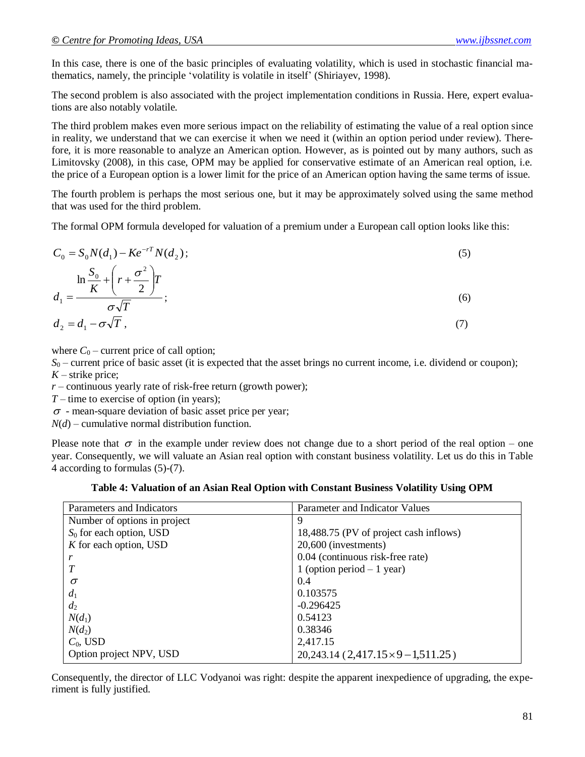In this case, there is one of the basic principles of evaluating volatility, which is used in stochastic financial mathematics, namely, the principle 'volatility is volatile in itself' (Shiriayev, 1998).

The second problem is also associated with the project implementation conditions in Russia. Here, expert evaluations are also notably volatile.

The third problem makes even more serious impact on the reliability of estimating the value of a real option since in reality, we understand that we can exercise it when we need it (within an option period under review). Therefore, it is more reasonable to analyze an American option. However, as is pointed out by many authors, such as Limitovsky (2008), in this case, OPM may be applied for conservative estimate of an American real option, i.e. the price of a European option is a lower limit for the price of an American option having the same terms of issue.

The fourth problem is perhaps the most serious one, but it may be approximately solved using the same method that was used for the third problem.

The formal OPM formula developed for valuation of a premium under a European call option looks like this:

$$C_0 = S_0 N(d_1) - Ke^{-rT} N(d_2); \quad (5)$$

$$d_1 = \frac{\ln \frac{S_0}{K} + \left( r + \frac{\sigma^2}{2} \right) T}{\sigma \sqrt{T}}; \quad (6)$$

$$d_2 = d_1 - \sigma \sqrt{T}, \quad (7)$$

where $C_0$ – current price of call option;
$S_0$ – current price of basic asset (it is expected that the asset brings no current income, i.e. dividend or coupon);
$K$ – strike price;
$r$ – continuous yearly rate of risk-free return (growth power);
$T$ – time to exercise of option (in years);
$\sigma$ - mean-square deviation of basic asset price per year;
$N(d)$ – cumulative normal distribution function.

Please note that $\sigma$ in the example under review does not change due to a short period of the real option – one year. Consequently, we will valuate an Asian real option with constant business volatility. Let us do this in Table 4 according to formulas (5)-(7).

**Table 4: Valuation of an Asian Real Option with Constant Business Volatility Using OPM**

| Parameters and Indicators | Parameter and Indicator Values |
|---|---|
| Number of options in project | 9 |
| $S_0$ for each option, USD | 18,488.75 (PV of project cash inflows) |
| $K$ for each option, USD | 20,600 (investments) |
| $r$ | 0.04 (continuous risk-free rate) |
| $T$ | 1 (option period – 1 year) |
| $\sigma$ | 0.4 |
| $d_1$ | 0.103575 |
| $d_2$ | -0.296425 |
| $N(d_1)$ | 0.54123 |
| $N(d_2)$ | 0.38346 |
| $C_0$, USD | 2,417.15 |
| Option project NPV, USD | 20,243.14 ($2{,}417.15 \times 9 - 1{,}511.25$) |

Consequently, the director of LLC Vodyanoi was right: despite the apparent inexpedience of upgrading, the experiment is fully justified.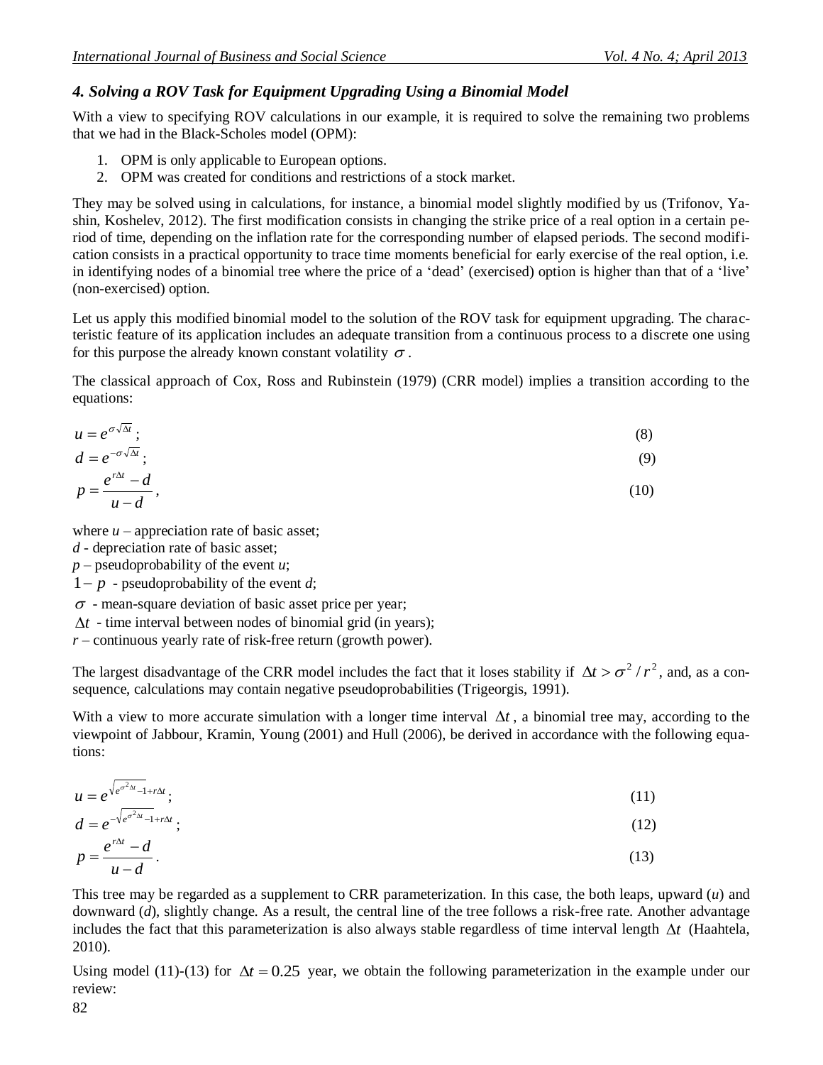### *4. Solving a ROV Task for Equipment Upgrading Using a Binomial Model*

With a view to specifying ROV calculations in our example, it is required to solve the remaining two problems that we had in the Black-Scholes model (OPM):

1. OPM is only applicable to European options.
2. OPM was created for conditions and restrictions of a stock market.

They may be solved using in calculations, for instance, a binomial model slightly modified by us (Trifonov, Yashin, Koshelev, 2012). The first modification consists in changing the strike price of a real option in a certain period of time, depending on the inflation rate for the corresponding number of elapsed periods. The second modification consists in a practical opportunity to trace time moments beneficial for early exercise of the real option, i.e. in identifying nodes of a binomial tree where the price of a 'dead' (exercised) option is higher than that of a 'live' (non-exercised) option.

Let us apply this modified binomial model to the solution of the ROV task for equipment upgrading. The characteristic feature of its application includes an adequate transition from a continuous process to a discrete one using for this purpose the already known constant volatility $\sigma$.

The classical approach of Cox, Ross and Rubinstein (1979) (CRR model) implies a transition according to the equations:

$$u = e^{\sigma\sqrt{\Delta t}}; \tag{8}$$

$$d = e^{-\sigma\sqrt{\Delta t}}; \tag{9}$$

$$p = \frac{e^{r\Delta t} - d}{u - d}, \tag{10}$$

where $u$ – appreciation rate of basic asset;
$d$ - depreciation rate of basic asset;
$p$ – pseudoprobability of the event $u$;
$1 - p$ - pseudoprobability of the event $d$;
$\sigma$ - mean-square deviation of basic asset price per year;
$\Delta t$ - time interval between nodes of binomial grid (in years);
$r$ – continuous yearly rate of risk-free return (growth power).

The largest disadvantage of the CRR model includes the fact that it loses stability if $\Delta t > \sigma^2 / r^2$, and, as a consequence, calculations may contain negative pseudoprobabilities (Trigeorgis, 1991).

With a view to more accurate simulation with a longer time interval $\Delta t$, a binomial tree may, according to the viewpoint of Jabbour, Kramin, Young (2001) and Hull (2006), be derived in accordance with the following equations:

$$u = e^{\sqrt{e^{\sigma^2 \Delta t} - 1} + r\Delta t}; \tag{11}$$

$$d = e^{-\sqrt{e^{\sigma^2 \Delta t} - 1} + r\Delta t}; \tag{12}$$

$$p = \frac{e^{r\Delta t} - d}{u - d}. \tag{13}$$

This tree may be regarded as a supplement to CRR parameterization. In this case, the both leaps, upward ($u$) and downward ($d$), slightly change. As a result, the central line of the tree follows a risk-free rate. Another advantage includes the fact that this parameterization is also always stable regardless of time interval length $\Delta t$ (Haahtela, 2010).

Using model (11)-(13) for $\Delta t = 0.25$ year, we obtain the following parameterization in the example under our review: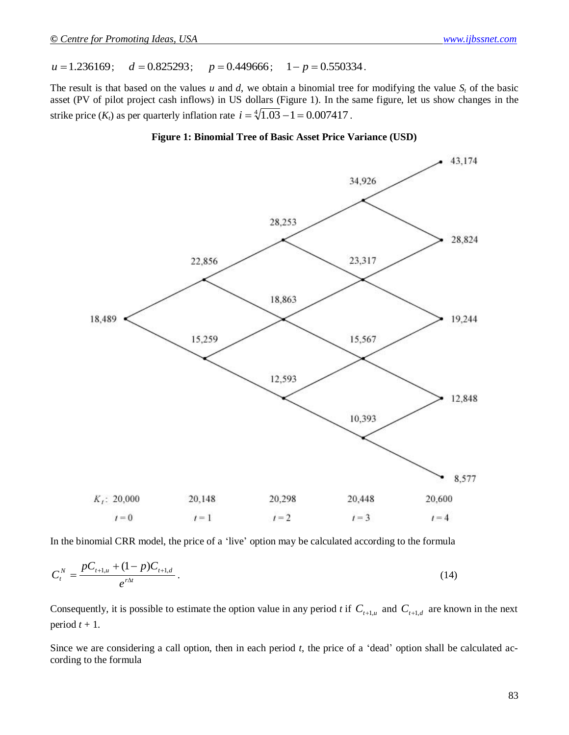$u = 1.236169$;  $d = 0.825293$;  $p = 0.449666$;  $1 - p = 0.550334$.

The result is that based on the values *u* and *d*, we obtain a binomial tree for modifying the value $S_t$ of the basic asset (PV of pilot project cash inflows) in US dollars (Figure 1). In the same figure, let us show changes in the strike price ($K_t$) as per quarterly inflation rate $i = \sqrt[4]{1.03} - 1 = 0.007417$.

**Figure 1: Binomial Tree of Basic Asset Price Variance (USD)**

In the binomial CRR model, the price of a 'live' option may be calculated according to the formula

$$C_t^N = \frac{pC_{t+1,u} + (1-p)C_{t+1,d}}{e^{r\Delta t}}. \tag{14}$$

Consequently, it is possible to estimate the option value in any period *t* if $C_{t+1,u}$ and $C_{t+1,d}$ are known in the next period $t + 1$.

Since we are considering a call option, then in each period *t*, the price of a 'dead' option shall be calculated according to the formula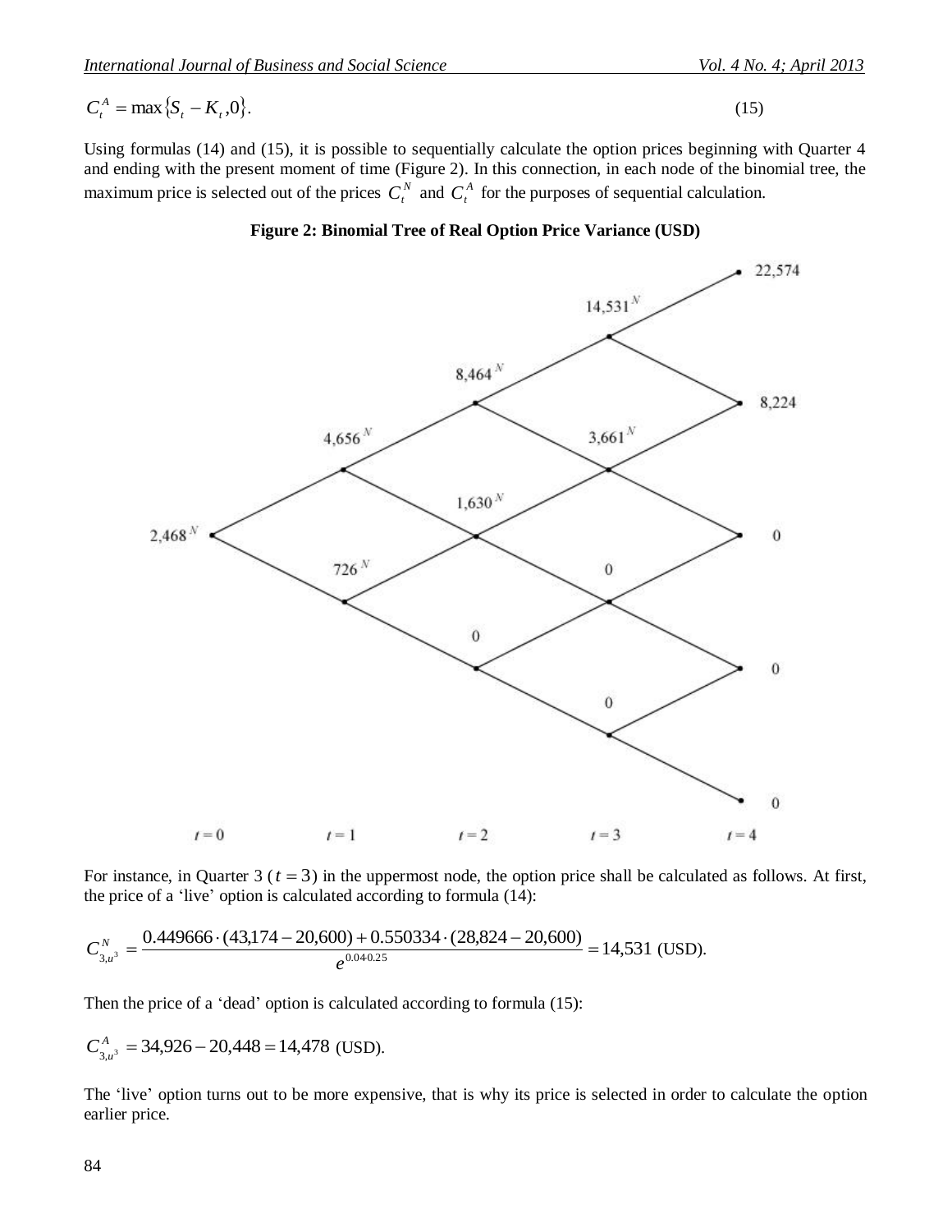$$C_t^A = \max\{S_t - K_t, 0\}. \tag{15}$$

Using formulas (14) and (15), it is possible to sequentially calculate the option prices beginning with Quarter 4 and ending with the present moment of time (Figure 2). In this connection, in each node of the binomial tree, the maximum price is selected out of the prices $C_t^N$ and $C_t^A$ for the purposes of sequential calculation.

**Figure 2: Binomial Tree of Real Option Price Variance (USD)**

For instance, in Quarter 3 ($t = 3$) in the uppermost node, the option price shall be calculated as follows. At first, the price of a 'live' option is calculated according to formula (14):

$$C_{3,u^3}^N = \frac{0.449666 \cdot (43{,}174 - 20{,}600) + 0.550334 \cdot (28{,}824 - 20{,}600)}{e^{0.04 \cdot 0.25}} = 14{,}531 \text{ (USD)}.$$

Then the price of a 'dead' option is calculated according to formula (15):

$$C_{3,u^3}^A = 34{,}926 - 20{,}448 = 14{,}478 \text{ (USD)}.$$

The 'live' option turns out to be more expensive, that is why its price is selected in order to calculate the option earlier price.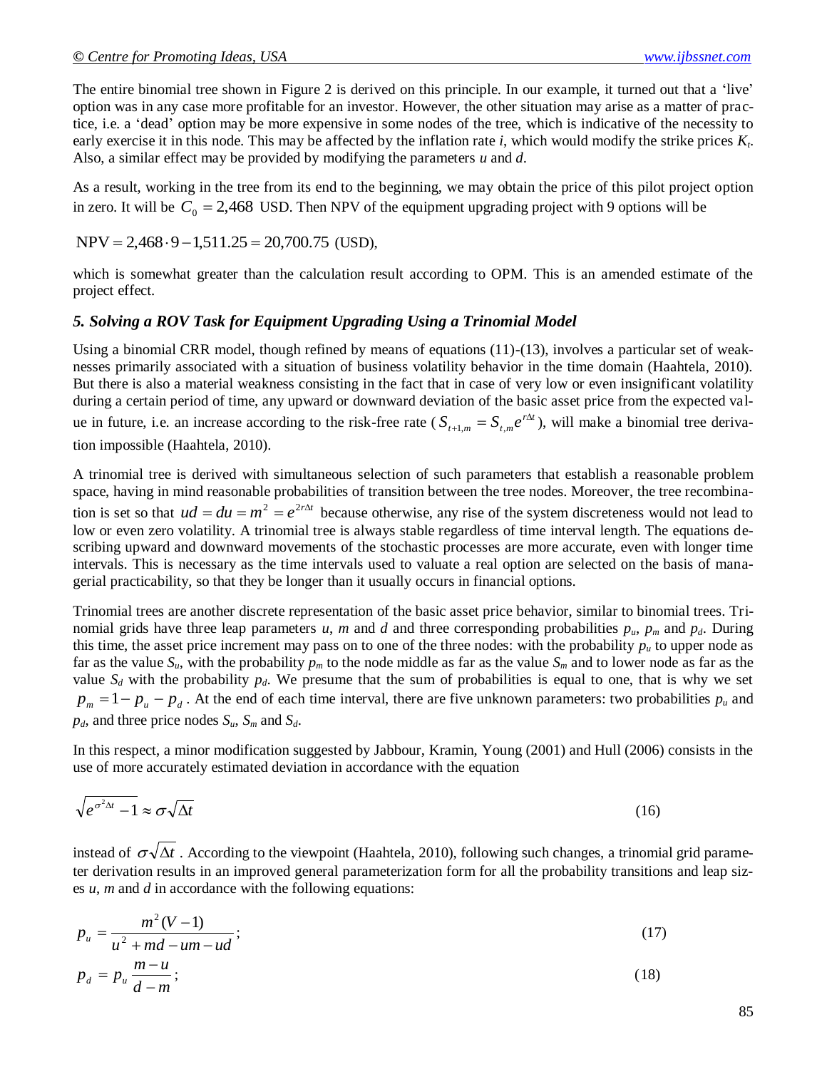The entire binomial tree shown in Figure 2 is derived on this principle. In our example, it turned out that a 'live' option was in any case more profitable for an investor. However, the other situation may arise as a matter of practice, i.e. a 'dead' option may be more expensive in some nodes of the tree, which is indicative of the necessity to early exercise it in this node. This may be affected by the inflation rate $i$, which would modify the strike prices $K_t$. Also, a similar effect may be provided by modifying the parameters $u$ and $d$.

As a result, working in the tree from its end to the beginning, we may obtain the price of this pilot project option in zero. It will be $C_0 = 2{,}468$ USD. Then NPV of the equipment upgrading project with 9 options will be

$$\text{NPV} = 2{,}468 \cdot 9 - 1{,}511.25 = 20{,}700.75 \text{ (USD)},$$

which is somewhat greater than the calculation result according to OPM. This is an amended estimate of the project effect.

### *5. Solving a ROV Task for Equipment Upgrading Using a Trinomial Model*

Using a binomial CRR model, though refined by means of equations (11)-(13), involves a particular set of weaknesses primarily associated with a situation of business volatility behavior in the time domain (Haahtela, 2010). But there is also a material weakness consisting in the fact that in case of very low or even insignificant volatility during a certain period of time, any upward or downward deviation of the basic asset price from the expected value in future, i.e. an increase according to the risk-free rate ($S_{t+1,m} = S_{t,m} e^{r\Delta t}$), will make a binomial tree derivation impossible (Haahtela, 2010).

A trinomial tree is derived with simultaneous selection of such parameters that establish a reasonable problem space, having in mind reasonable probabilities of transition between the tree nodes. Moreover, the tree recombination is set so that $ud = du = m^2 = e^{2r\Delta t}$ because otherwise, any rise of the system discreteness would not lead to low or even zero volatility. A trinomial tree is always stable regardless of time interval length. The equations describing upward and downward movements of the stochastic processes are more accurate, even with longer time intervals. This is necessary as the time intervals used to valuate a real option are selected on the basis of managerial practicability, so that they be longer than it usually occurs in financial options.

Trinomial trees are another discrete representation of the basic asset price behavior, similar to binomial trees. Trinomial grids have three leap parameters $u$, $m$ and $d$ and three corresponding probabilities $p_u$, $p_m$ and $p_d$. During this time, the asset price increment may pass on to one of the three nodes: with the probability $p_u$ to upper node as far as the value $S_u$, with the probability $p_m$ to the node middle as far as the value $S_m$ and to lower node as far as the value $S_d$ with the probability $p_d$. We presume that the sum of probabilities is equal to one, that is why we set $p_m = 1 - p_u - p_d$. At the end of each time interval, there are five unknown parameters: two probabilities $p_u$ and $p_d$, and three price nodes $S_u$, $S_m$ and $S_d$.

In this respect, a minor modification suggested by Jabbour, Kramin, Young (2001) and Hull (2006) consists in the use of more accurately estimated deviation in accordance with the equation

$$\sqrt{e^{\sigma^2 \Delta t} - 1} \approx \sigma \sqrt{\Delta t} \tag{16}$$

instead of $\sigma\sqrt{\Delta t}$. According to the viewpoint (Haahtela, 2010), following such changes, a trinomial grid parameter derivation results in an improved general parameterization form for all the probability transitions and leap sizes $u$, $m$ and $d$ in accordance with the following equations:

$$p_u = \frac{m^2(V-1)}{u^2 + md - um - ud}; \tag{17}$$

$$p_d = p_u \frac{m-u}{d-m}; \tag{18}$$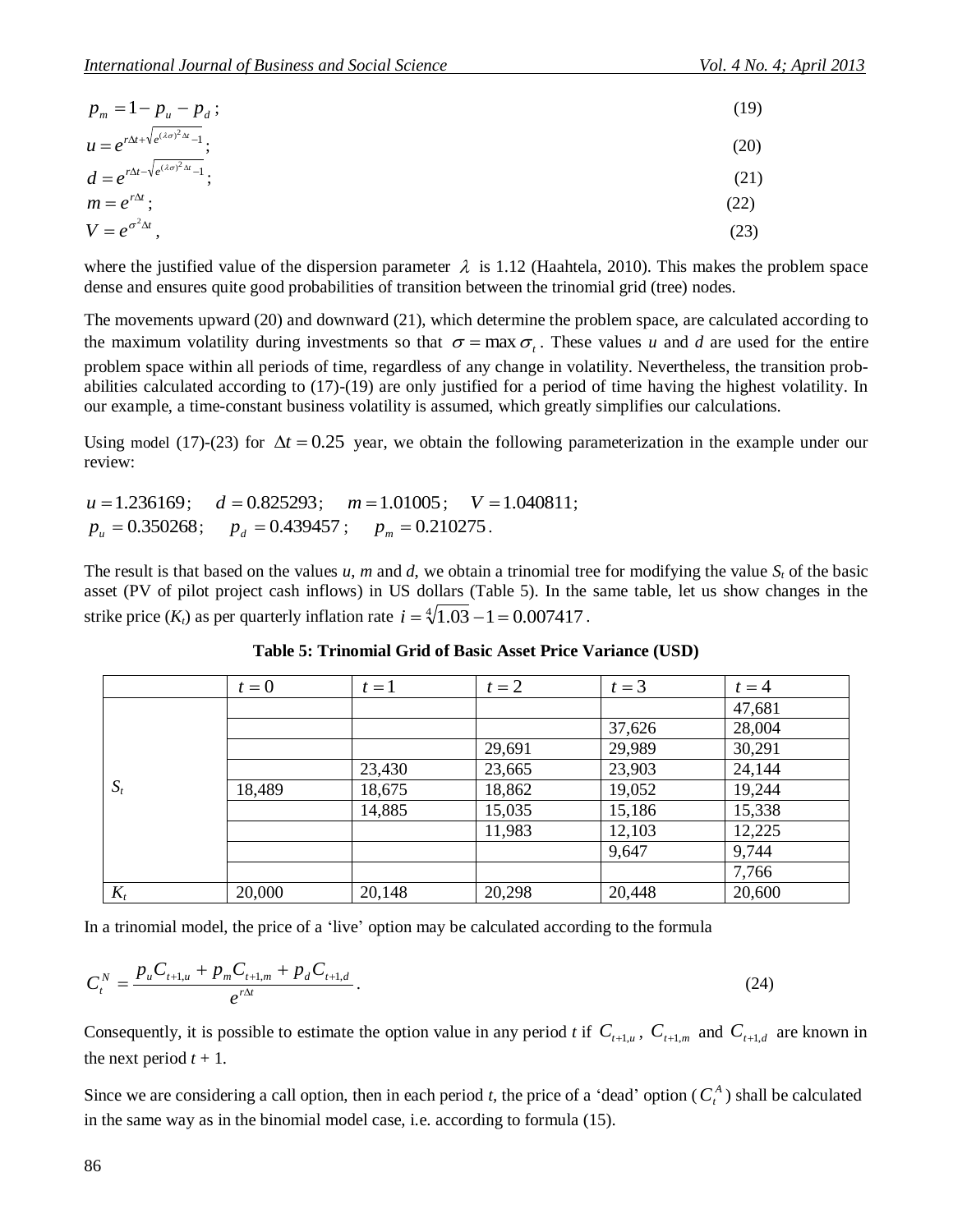$$p_m = 1 - p_u - p_d\,; \tag{19}$$

$$u = e^{r\Delta t + \sqrt{e^{(\lambda\sigma)^2 \Delta t} - 1}}\,; \tag{20}$$

$$d = e^{r\Delta t - \sqrt{e^{(\lambda\sigma)^2 \Delta t} - 1}}\,; \tag{21}$$

$$m = e^{r\Delta t}\,; \tag{22}$$

$$V = e^{\sigma^2 \Delta t}\,, \tag{23}$$

where the justified value of the dispersion parameter $\lambda$ is 1.12 (Haahtela, 2010). This makes the problem space dense and ensures quite good probabilities of transition between the trinomial grid (tree) nodes.

The movements upward (20) and downward (21), which determine the problem space, are calculated according to the maximum volatility during investments so that $\sigma = \max \sigma_t$. These values *u* and *d* are used for the entire problem space within all periods of time, regardless of any change in volatility. Nevertheless, the transition probabilities calculated according to (17)-(19) are only justified for a period of time having the highest volatility. In our example, a time-constant business volatility is assumed, which greatly simplifies our calculations.

Using model (17)-(23) for $\Delta t = 0.25$ year, we obtain the following parameterization in the example under our review:

$u = 1.236169$; $d = 0.825293$; $m = 1.01005$; $V = 1.040811$;
$p_u = 0.350268$; $p_d = 0.439457$; $p_m = 0.210275$.

The result is that based on the values *u*, *m* and *d*, we obtain a trinomial tree for modifying the value $S_t$ of the basic asset (PV of pilot project cash inflows) in US dollars (Table 5). In the same table, let us show changes in the strike price ($K_t$) as per quarterly inflation rate $i = \sqrt[4]{1.03} - 1 = 0.007417$.

**Table 5: Trinomial Grid of Basic Asset Price Variance (USD)**

| | $t = 0$ | $t = 1$ | $t = 2$ | $t = 3$ | $t = 4$ |
|---|---|---|---|---|---|
| $S_t$ | | | | | 47,681 |
| | | | | 37,626 | 28,004 |
| | | | 29,691 | 29,989 | 30,291 |
| | | 23,430 | 23,665 | 23,903 | 24,144 |
| | 18,489 | 18,675 | 18,862 | 19,052 | 19,244 |
| | | 14,885 | 15,035 | 15,186 | 15,338 |
| | | | 11,983 | 12,103 | 12,225 |
| | | | | 9,647 | 9,744 |
| | | | | | 7,766 |
| $K_t$ | 20,000 | 20,148 | 20,298 | 20,448 | 20,600 |

In a trinomial model, the price of a 'live' option may be calculated according to the formula

$$C_t^N = \frac{p_u C_{t+1,u} + p_m C_{t+1,m} + p_d C_{t+1,d}}{e^{r\Delta t}}\,. \tag{24}$$

Consequently, it is possible to estimate the option value in any period *t* if $C_{t+1,u}$, $C_{t+1,m}$ and $C_{t+1,d}$ are known in the next period *t* + 1.

Since we are considering a call option, then in each period *t*, the price of a 'dead' option ($C_t^A$) shall be calculated in the same way as in the binomial model case, i.e. according to formula (15).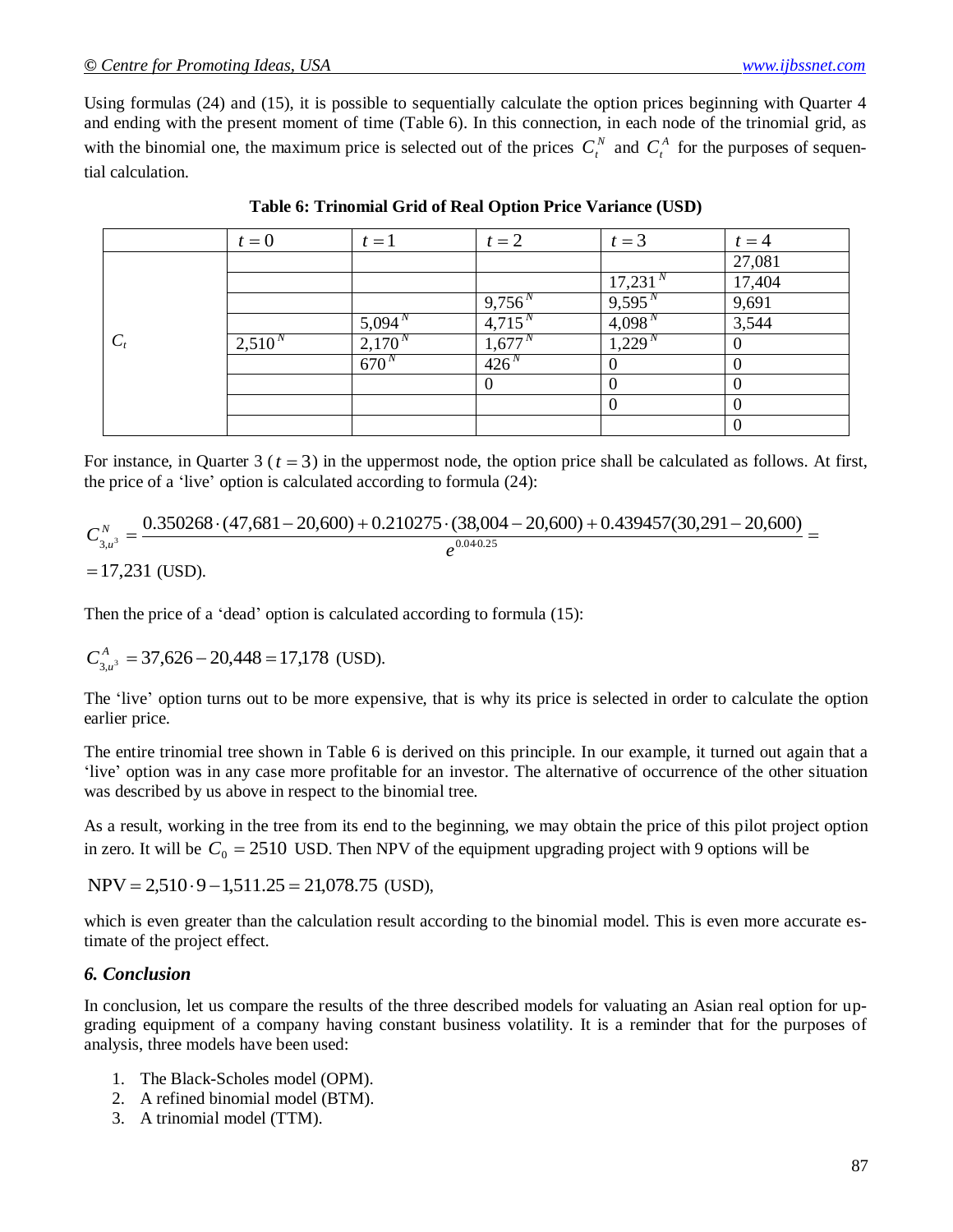Using formulas (24) and (15), it is possible to sequentially calculate the option prices beginning with Quarter 4 and ending with the present moment of time (Table 6). In this connection, in each node of the trinomial grid, as with the binomial one, the maximum price is selected out of the prices $C_t^N$ and $C_t^A$ for the purposes of sequential calculation.

**Table 6: Trinomial Grid of Real Option Price Variance (USD)**

| | $t=0$ | $t=1$ | $t=2$ | $t=3$ | $t=4$ |
|---|---|---|---|---|---|
| $C_t$ | | | | | 27,081 |
| | | | | $17{,}231^N$ | 17,404 |
| | | | $9{,}756^N$ | $9{,}595^N$ | 9,691 |
| | | $5{,}094^N$ | $4{,}715^N$ | $4{,}098^N$ | 3,544 |
| | $2{,}510^N$ | $2{,}170^N$ | $1{,}677^N$ | $1{,}229^N$ | 0 |
| | | $670^N$ | $426^N$ | 0 | 0 |
| | | | 0 | 0 | 0 |
| | | | | 0 | 0 |
| | | | | | 0 |

For instance, in Quarter 3 ($t=3$) in the uppermost node, the option price shall be calculated as follows. At first, the price of a 'live' option is calculated according to formula (24):

$$C_{3,u^3}^N = \frac{0.350268\cdot(47{,}681-20{,}600)+0.210275\cdot(38{,}004-20{,}600)+0.439457(30{,}291-20{,}600)}{e^{0.04\cdot0.25}} =$$

$$=17{,}231 \text{ (USD)}.$$

Then the price of a 'dead' option is calculated according to formula (15):

$$C_{3,u^3}^A = 37{,}626-20{,}448=17{,}178 \text{ (USD)}.$$

The 'live' option turns out to be more expensive, that is why its price is selected in order to calculate the option earlier price.

The entire trinomial tree shown in Table 6 is derived on this principle. In our example, it turned out again that a 'live' option was in any case more profitable for an investor. The alternative of occurrence of the other situation was described by us above in respect to the binomial tree.

As a result, working in the tree from its end to the beginning, we may obtain the price of this pilot project option in zero. It will be $C_0 = 2510$ USD. Then NPV of the equipment upgrading project with 9 options will be

$$\text{NPV} = 2{,}510\cdot 9 - 1{,}511.25 = 21{,}078.75 \text{ (USD)},$$

which is even greater than the calculation result according to the binomial model. This is even more accurate estimate of the project effect.

## *6. Conclusion*

In conclusion, let us compare the results of the three described models for valuating an Asian real option for upgrading equipment of a company having constant business volatility. It is a reminder that for the purposes of analysis, three models have been used:

1. The Black-Scholes model (OPM).
2. A refined binomial model (BTM).
3. A trinomial model (TTM).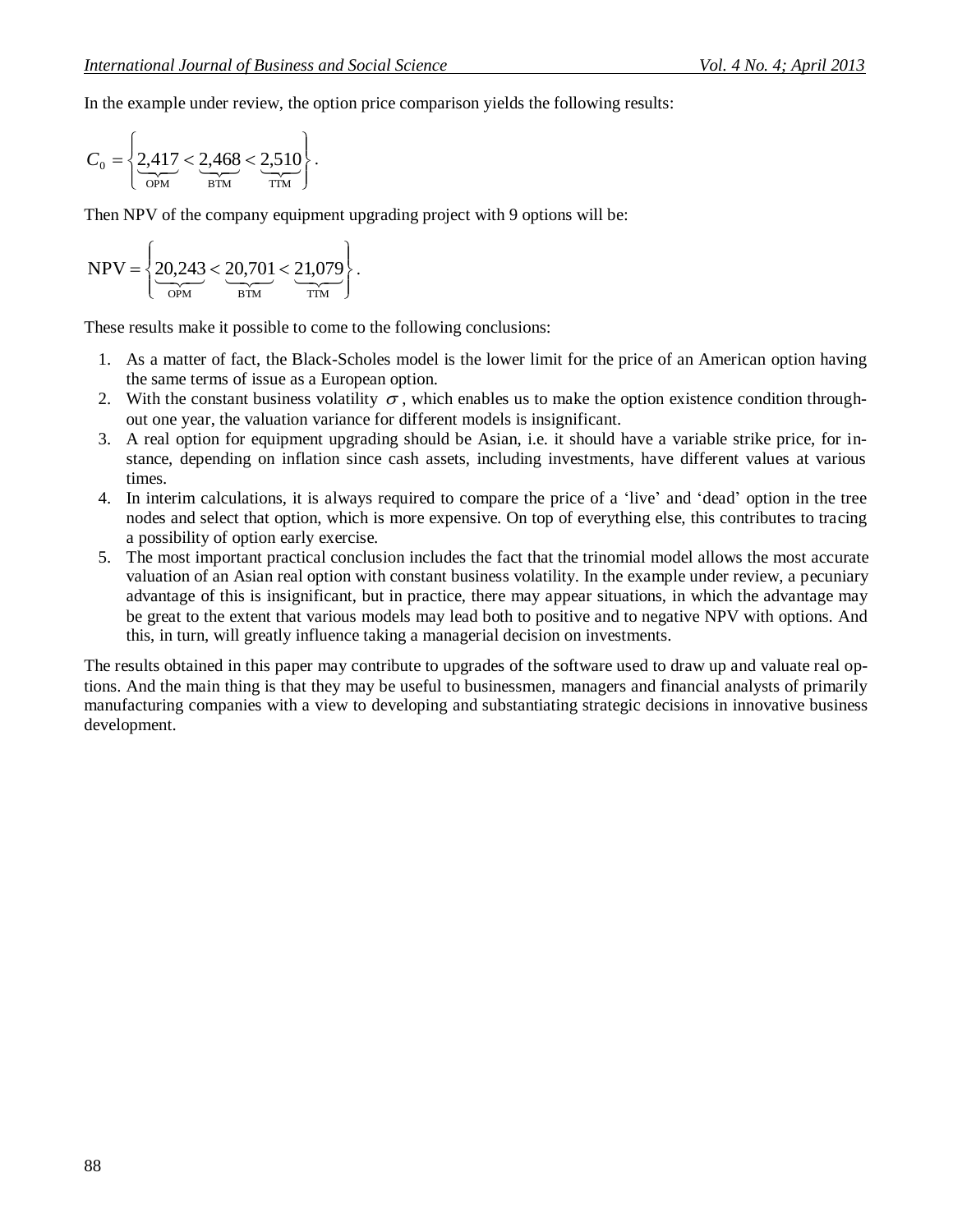In the example under review, the option price comparison yields the following results:

$$C_0 = \left\{ \underbrace{2{,}417}_{\text{OPM}} < \underbrace{2{,}468}_{\text{BTM}} < \underbrace{2{,}510}_{\text{TTM}} \right\}.$$

Then NPV of the company equipment upgrading project with 9 options will be:

$$\text{NPV} = \left\{ \underbrace{20{,}243}_{\text{OPM}} < \underbrace{20{,}701}_{\text{BTM}} < \underbrace{21{,}079}_{\text{TTM}} \right\}.$$

These results make it possible to come to the following conclusions:

1. As a matter of fact, the Black-Scholes model is the lower limit for the price of an American option having the same terms of issue as a European option.
2. With the constant business volatility $\sigma$, which enables us to make the option existence condition throughout one year, the valuation variance for different models is insignificant.
3. A real option for equipment upgrading should be Asian, i.e. it should have a variable strike price, for instance, depending on inflation since cash assets, including investments, have different values at various times.
4. In interim calculations, it is always required to compare the price of a 'live' and 'dead' option in the tree nodes and select that option, which is more expensive. On top of everything else, this contributes to tracing a possibility of option early exercise.
5. The most important practical conclusion includes the fact that the trinomial model allows the most accurate valuation of an Asian real option with constant business volatility. In the example under review, a pecuniary advantage of this is insignificant, but in practice, there may appear situations, in which the advantage may be great to the extent that various models may lead both to positive and to negative NPV with options. And this, in turn, will greatly influence taking a managerial decision on investments.

The results obtained in this paper may contribute to upgrades of the software used to draw up and valuate real options. And the main thing is that they may be useful to businessmen, managers and financial analysts of primarily manufacturing companies with a view to developing and substantiating strategic decisions in innovative business development.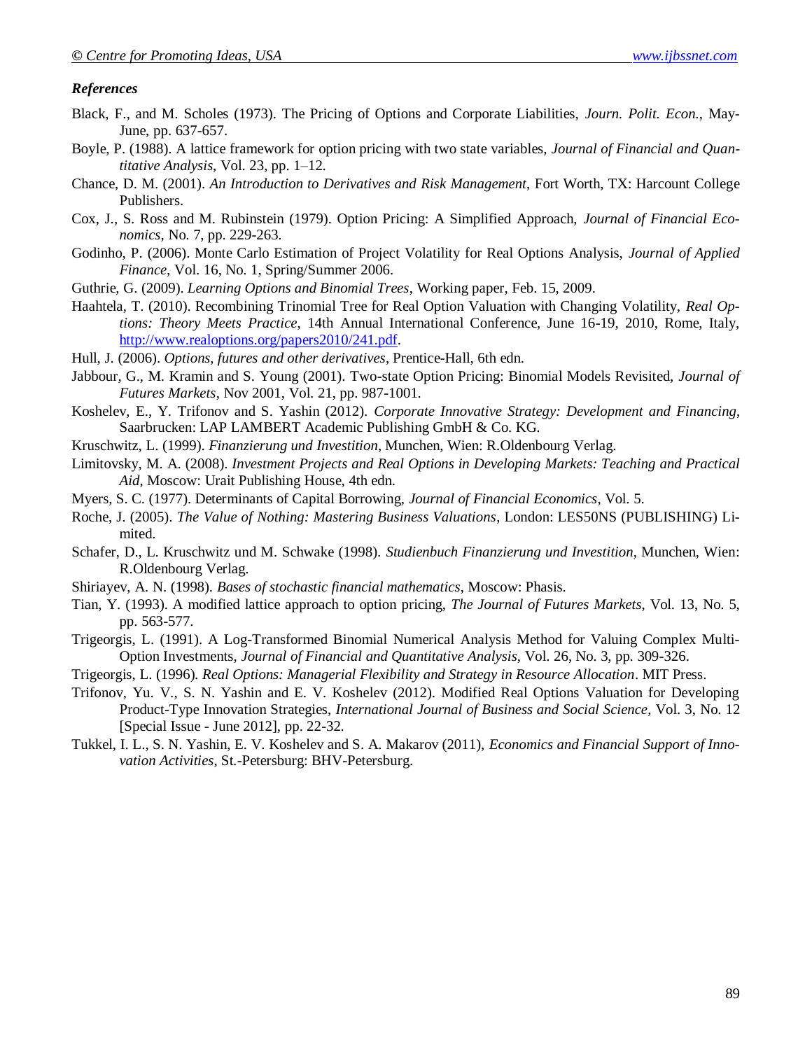*References*

Black, F., and M. Scholes (1973). The Pricing of Options and Corporate Liabilities, *Journ. Polit. Econ.*, May-June, pp. 637-657.

Boyle, P. (1988). A lattice framework for option pricing with two state variables, *Journal of Financial and Quantitative Analysis*, Vol. 23, pp. 1–12.

Chance, D. M. (2001). *An Introduction to Derivatives and Risk Management*, Fort Worth, TX: Harcount College Publishers.

Cox, J., S. Ross and M. Rubinstein (1979). Option Pricing: A Simplified Approach, *Journal of Financial Economics*, No. 7, pp. 229-263.

Godinho, P. (2006). Monte Carlo Estimation of Project Volatility for Real Options Analysis, *Journal of Applied Finance*, Vol. 16, No. 1, Spring/Summer 2006.

Guthrie, G. (2009). *Learning Options and Binomial Trees*, Working paper, Feb. 15, 2009.

Haahtela, T. (2010). Recombining Trinomial Tree for Real Option Valuation with Changing Volatility, *Real Options: Theory Meets Practice*, 14th Annual International Conference, June 16-19, 2010, Rome, Italy, http://www.realoptions.org/papers2010/241.pdf.

Hull, J. (2006). *Options, futures and other derivatives*, Prentice-Hall, 6th edn.

Jabbour, G., M. Kramin and S. Young (2001). Two-state Option Pricing: Binomial Models Revisited, *Journal of Futures Markets*, Nov 2001, Vol. 21, pp. 987-1001.

Koshelev, E., Y. Trifonov and S. Yashin (2012). *Corporate Innovative Strategy: Development and Financing*, Saarbrucken: LAP LAMBERT Academic Publishing GmbH & Co. KG.

Kruschwitz, L. (1999). *Finanzierung und Investition*, Munchen, Wien: R.Oldenbourg Verlag.

Limitovsky, M. A. (2008). *Investment Projects and Real Options in Developing Markets: Teaching and Practical Aid*, Moscow: Urait Publishing House, 4th edn.

Myers, S. C. (1977). Determinants of Capital Borrowing, *Journal of Financial Economics*, Vol. 5.

Roche, J. (2005). *The Value of Nothing: Mastering Business Valuations*, London: LES50NS (PUBLISHING) Limited.

Schafer, D., L. Kruschwitz und M. Schwake (1998). *Studienbuch Finanzierung und Investition*, Munchen, Wien: R.Oldenbourg Verlag.

Shiriayev, A. N. (1998). *Bases of stochastic financial mathematics*, Moscow: Phasis.

Tian, Y. (1993). A modified lattice approach to option pricing, *The Journal of Futures Markets*, Vol. 13, No. 5, pp. 563-577.

Trigeorgis, L. (1991). A Log-Transformed Binomial Numerical Analysis Method for Valuing Complex Multi-Option Investments, *Journal of Financial and Quantitative Analysis*, Vol. 26, No. 3, pp. 309-326.

Trigeorgis, L. (1996). *Real Options: Managerial Flexibility and Strategy in Resource Allocation*. MIT Press.

Trifonov, Yu. V., S. N. Yashin and E. V. Koshelev (2012). Modified Real Options Valuation for Developing Product-Type Innovation Strategies, *International Journal of Business and Social Science*, Vol. 3, No. 12 [Special Issue - June 2012], pp. 22-32.

Tukkel, I. L., S. N. Yashin, E. V. Koshelev and S. A. Makarov (2011), *Economics and Financial Support of Innovation Activities*, St.-Petersburg: BHV-Petersburg.